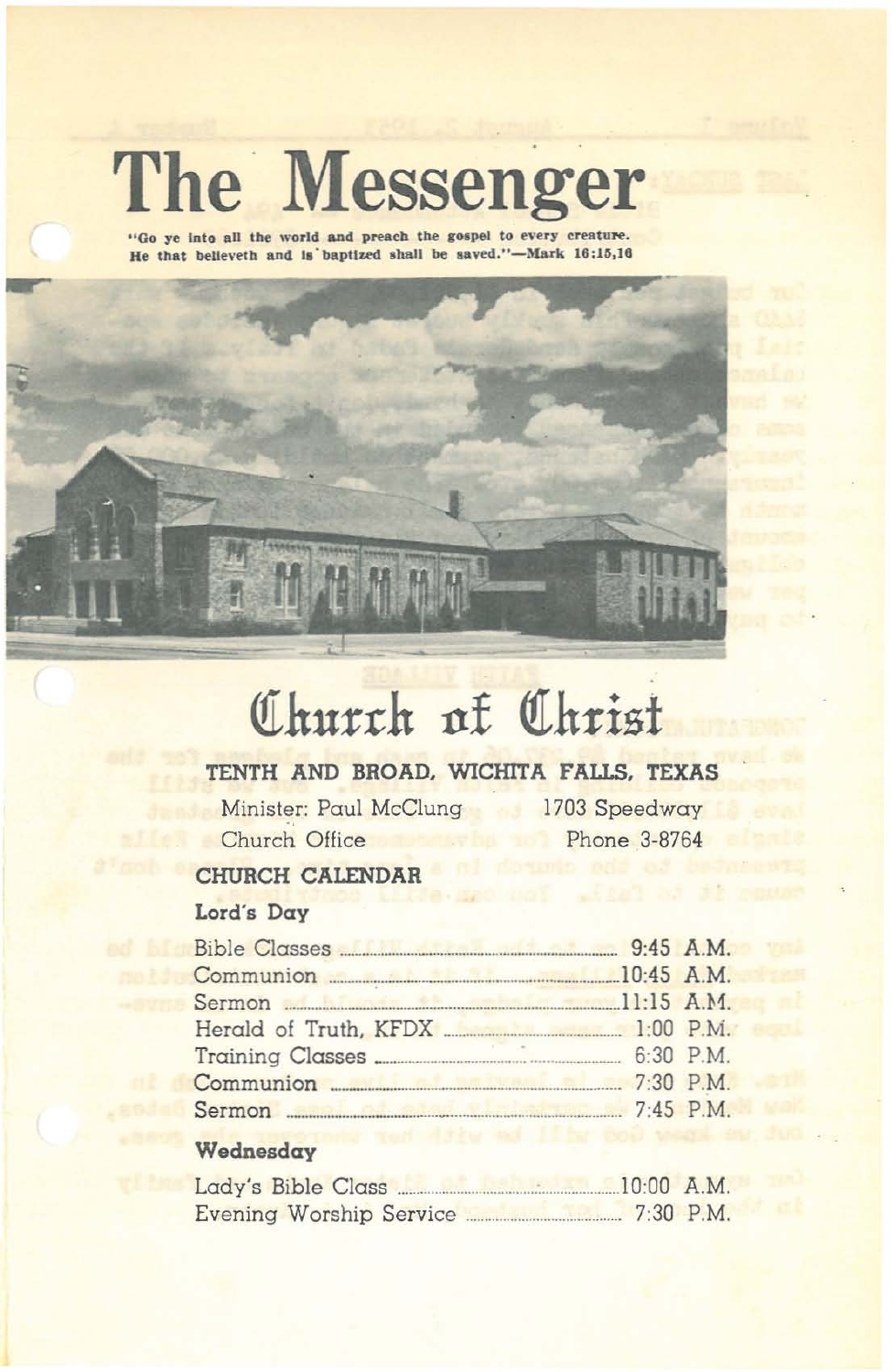# The Messenger

**"Go ye into all the world and preach the gospel to every creature. He that believeth and is baptized shall be saved."—Mark 16:15,16**

# Church of Christ

**TENTH AND BROAD, WICHITA FALLS, TEXAS**

Minister: Paul McClung — 1703 Speedway

Church Office — Phone 3-8764

## CHURCH CALENDAR

### Lord's Day

| | |
|---|---|
| Bible Classes | 9:45 A.M. |
| Communion | 10:45 A.M. |
| Sermon | 11:15 A.M. |
| Herald of Truth, KFDX | 1:00 P.M. |
| Training Classes | 6:30 P.M. |
| Communion | 7:30 P.M. |
| Sermon | 7:45 P.M. |

### Wednesday

| | |
|---|---|
| Lady's Bible Class | 10:00 A.M. |
| Evening Worship Service | 7:30 P.M. |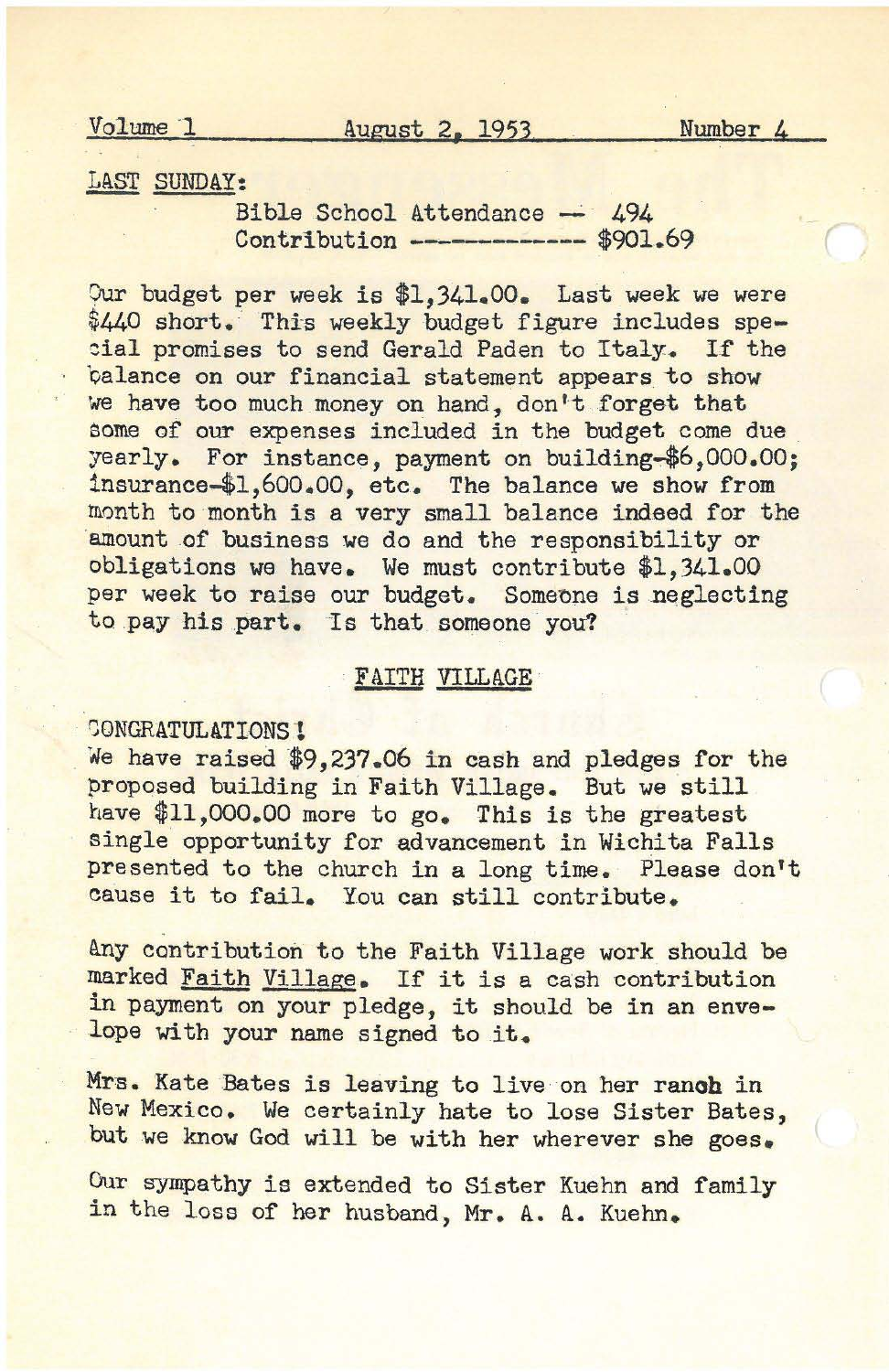Volume 1 — August 2, 1953 — Number 4

LAST SUNDAY:

Bible School Attendance -- 494
Contribution ------------- $901.69

Our budget per week is $1,341.00. Last week we were $440 short. This weekly budget figure includes special promises to send Gerald Paden to Italy. If the balance on our financial statement appears to show we have too much money on hand, don't forget that some of our expenses included in the budget come due yearly. For instance, payment on building-$6,000.00; insurance-$1,600.00, etc. The balance we show from month to month is a very small balance indeed for the amount of business we do and the responsibility or obligations we have. We must contribute $1,341.00 per week to raise our budget. Someone is neglecting to pay his part. Is that someone you?

## FAITH VILLAGE

CONGRATULATIONS!
We have raised $9,237.06 in cash and pledges for the proposed building in Faith Village. But we still have $11,000.00 more to go. This is the greatest single opportunity for advancement in Wichita Falls presented to the church in a long time. Please don't cause it to fail. You can still contribute.

Any contribution to the Faith Village work should be marked Faith Village. If it is a cash contribution in payment on your pledge, it should be in an envelope with your name signed to it.

Mrs. Kate Bates is leaving to live on her ranch in New Mexico. We certainly hate to lose Sister Bates, but we know God will be with her wherever she goes.

Our sympathy is extended to Sister Kuehn and family in the loss of her husband, Mr. A. A. Kuehn.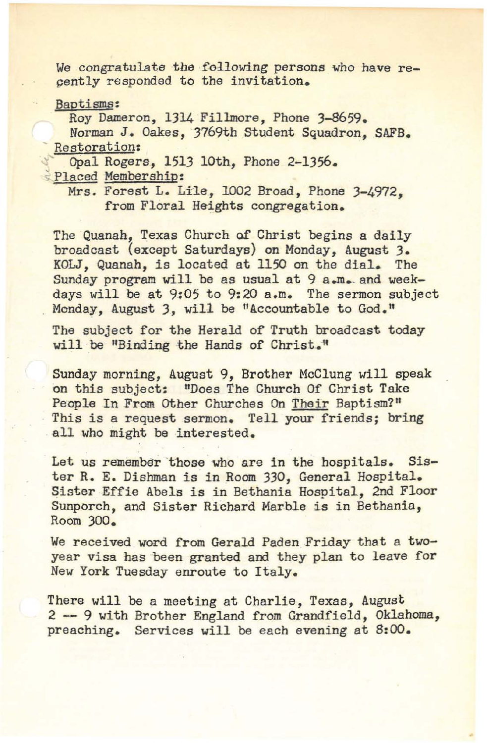We congratulate the following persons who have recently responded to the invitation.

Baptisms:

Roy Dameron, 1314 Fillmore, Phone 3-8659.

Norman J. Oakes, 3769th Student Squadron, SAFB.

Restoration:

Opal Rogers, 1513 10th, Phone 2-1356.

Placed Membership:

Mrs. Forest L. Lile, 1002 Broad, Phone 3-4972, from Floral Heights congregation.

The Quanah, Texas Church of Christ begins a daily broadcast (except Saturdays) on Monday, August 3. KOLJ, Quanah, is located at 1150 on the dial. The Sunday program will be as usual at 9 a.m. and weekdays will be at 9:05 to 9:20 a.m. The sermon subject Monday, August 3, will be "Accountable to God."

The subject for the Herald of Truth broadcast today will be "Binding the Hands of Christ."

Sunday morning, August 9, Brother McClung will speak on this subject: "Does The Church Of Christ Take People In From Other Churches On Their Baptism?" This is a request sermon. Tell your friends; bring all who might be interested.

Let us remember those who are in the hospitals. Sister R. E. Dishman is in Room 330, General Hospital. Sister Effie Abels is in Bethania Hospital, 2nd Floor Sunporch, and Sister Richard Marble is in Bethania, Room 300.

We received word from Gerald Paden Friday that a two-year visa has been granted and they plan to leave for New York Tuesday enroute to Italy.

There will be a meeting at Charlie, Texas, August 2 -- 9 with Brother England from Grandfield, Oklahoma, preaching. Services will be each evening at 8:00.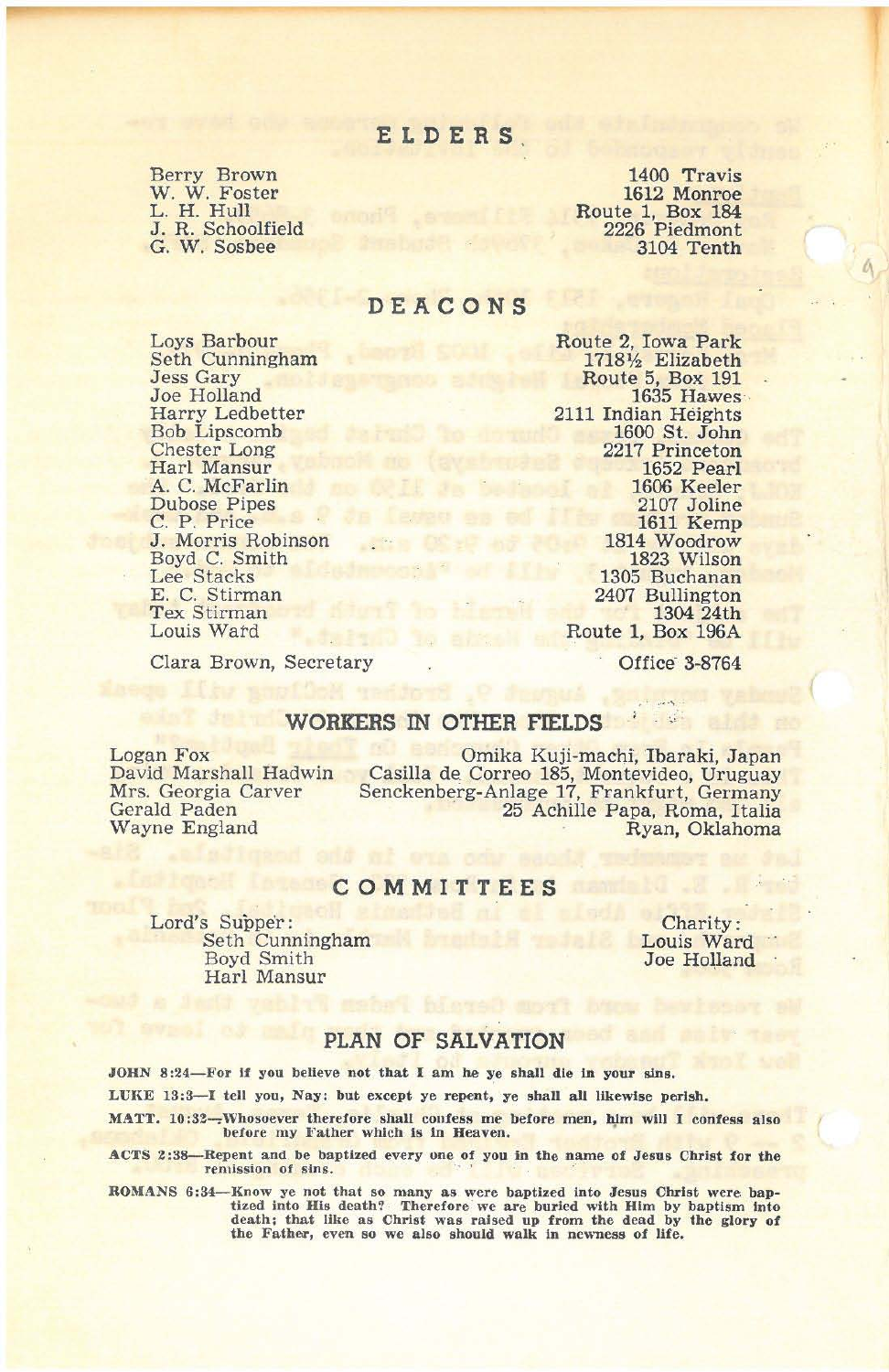## ELDERS

| | |
|---|---|
| Berry Brown | 1400 Travis |
| W. W. Foster | 1612 Monroe |
| L. H. Hull | Route 1, Box 184 |
| J. R. Schoolfield | 2226 Piedmont |
| G. W. Sosbee | 3104 Tenth |

## DEACONS

| | |
|---|---|
| Loys Barbour | Route 2, Iowa Park |
| Seth Cunningham | 1718½ Elizabeth |
| Jess Gary | Route 5, Box 191 |
| Joe Holland | 1635 Hawes |
| Harry Ledbetter | 2111 Indian Heights |
| Bob Lipscomb | 1600 St. John |
| Chester Long | 2217 Princeton |
| Harl Mansur | 1652 Pearl |
| A. C. McFarlin | 1606 Keeler |
| Dubose Pipes | 2107 Joline |
| C. P. Price | 1611 Kemp |
| J. Morris Robinson | 1814 Woodrow |
| Boyd C. Smith | 1823 Wilson |
| Lee Stacks | 1305 Buchanan |
| E. C. Stirman | 2407 Bullington |
| Tex Stirman | 1304 24th |
| Louis Ward | Route 1, Box 196A |
| Clara Brown, Secretary | Office 3-8764 |

## WORKERS IN OTHER FIELDS

| | |
|---|---|
| Logan Fox | Omika Kuji-machi, Ibaraki, Japan |
| David Marshall Hadwin | Casilla de Correo 185, Montevideo, Uruguay |
| Mrs. Georgia Carver | Senckenberg-Anlage 17, Frankfurt, Germany |
| Gerald Paden | 25 Achille Papa, Roma, Italia |
| Wayne England | Ryan, Oklahoma |

## COMMITTEES

Lord's Supper:
- Seth Cunningham
- Boyd Smith
- Harl Mansur

Charity:
- Louis Ward
- Joe Holland

## PLAN OF SALVATION

**JOHN 8:24**—For if you believe not that I am he ye shall die in your sins.

**LUKE 13:3**—I tell you, Nay: but except ye repent, ye shall all likewise perish.

**MATT. 10:32**—Whosoever therefore shall confess me before men, him will I confess also before my Father which is in Heaven.

**ACTS 2:38**—Repent and be baptized every one of you in the name of Jesus Christ for the remission of sins.

**ROMANS 6:34**—Know ye not that so many as were baptized into Jesus Christ were baptized into His death? Therefore we are buried with Him by baptism into death; that like as Christ was raised up from the dead by the glory of the Father, even so we also should walk in newness of life.